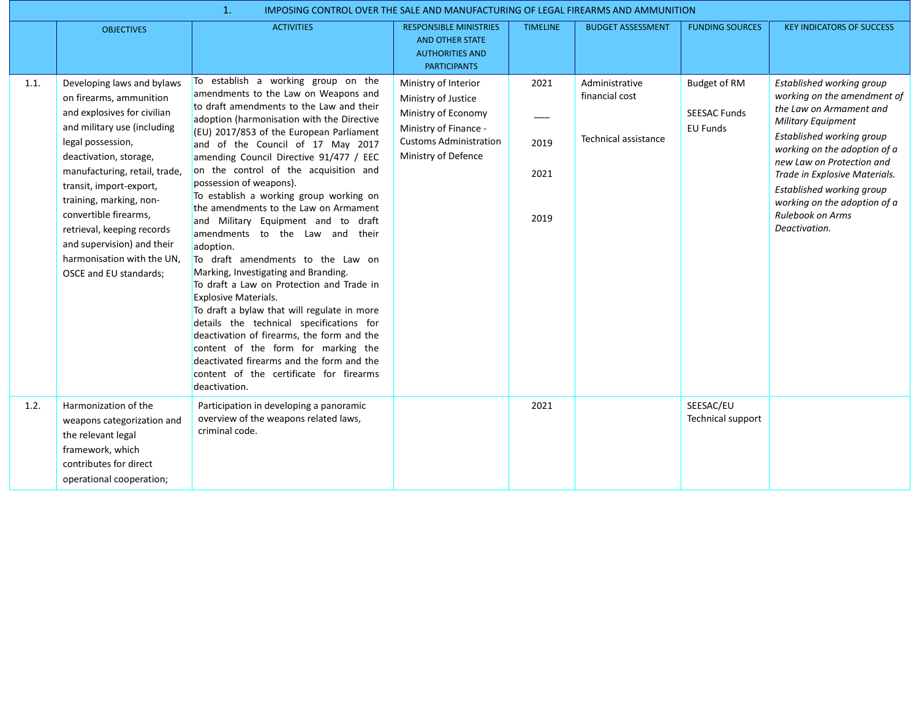| | 1. IMPOSING CONTROL OVER THE SALE AND MANUFACTURING OF LEGAL FIREARMS AND AMMUNITION | | | | | | |
|---|---|---|---|---|---|---|---|
| | OBJECTIVES | ACTIVITIES | RESPONSIBLE MINISTRIES AND OTHER STATE AUTHORITIES AND PARTICIPANTS | TIMELINE | BUDGET ASSESSMENT | FUNDING SOURCES | KEY INDICATORS OF SUCCESS |
| 1.1. | Developing laws and bylaws on firearms, ammunition and explosives for civilian and military use (including legal possession, deactivation, storage, manufacturing, retail, trade, transit, import-export, training, marking, non-convertible firearms, retrieval, keeping records and supervision) and their harmonisation with the UN, OSCE and EU standards; | To establish a working group on the amendments to the Law on Weapons and to draft amendments to the Law and their adoption (harmonisation with the Directive (EU) 2017/853 of the European Parliament and of the Council of 17 May 2017 amending Council Directive 91/477 / EEC on the control of the acquisition and possession of weapons).<br>To establish a working group working on the amendments to the Law on Armament and Military Equipment and to draft amendments to the Law and their adoption.<br>To draft amendments to the Law on Marking, Investigating and Branding.<br>To draft a Law on Protection and Trade in Explosive Materials.<br>To draft a bylaw that will regulate in more details the technical specifications for deactivation of firearms, the form and the content of the form for marking the deactivated firearms and the form and the content of the certificate for firearms deactivation. | Ministry of Interior<br>Ministry of Justice<br>Ministry of Economy<br>Ministry of Finance - Customs Administration<br>Ministry of Defence | 2021<br>\_\_\_<br>2019<br>2021<br>2019 | Administrative financial cost<br>Technical assistance | Budget of RM<br>SEESAC Funds<br>EU Funds | *Established working group working on the amendment of the Law on Armament and Military Equipment*<br>*Established working group working on the adoption of a new Law on Protection and Trade in Explosive Materials.*<br>*Established working group working on the adoption of a Rulebook on Arms Deactivation.* |
| 1.2. | Harmonization of the weapons categorization and the relevant legal framework, which contributes for direct operational cooperation; | Participation in developing a panoramic overview of the weapons related laws, criminal code. | | 2021 | | SEESAC/EU Technical support | |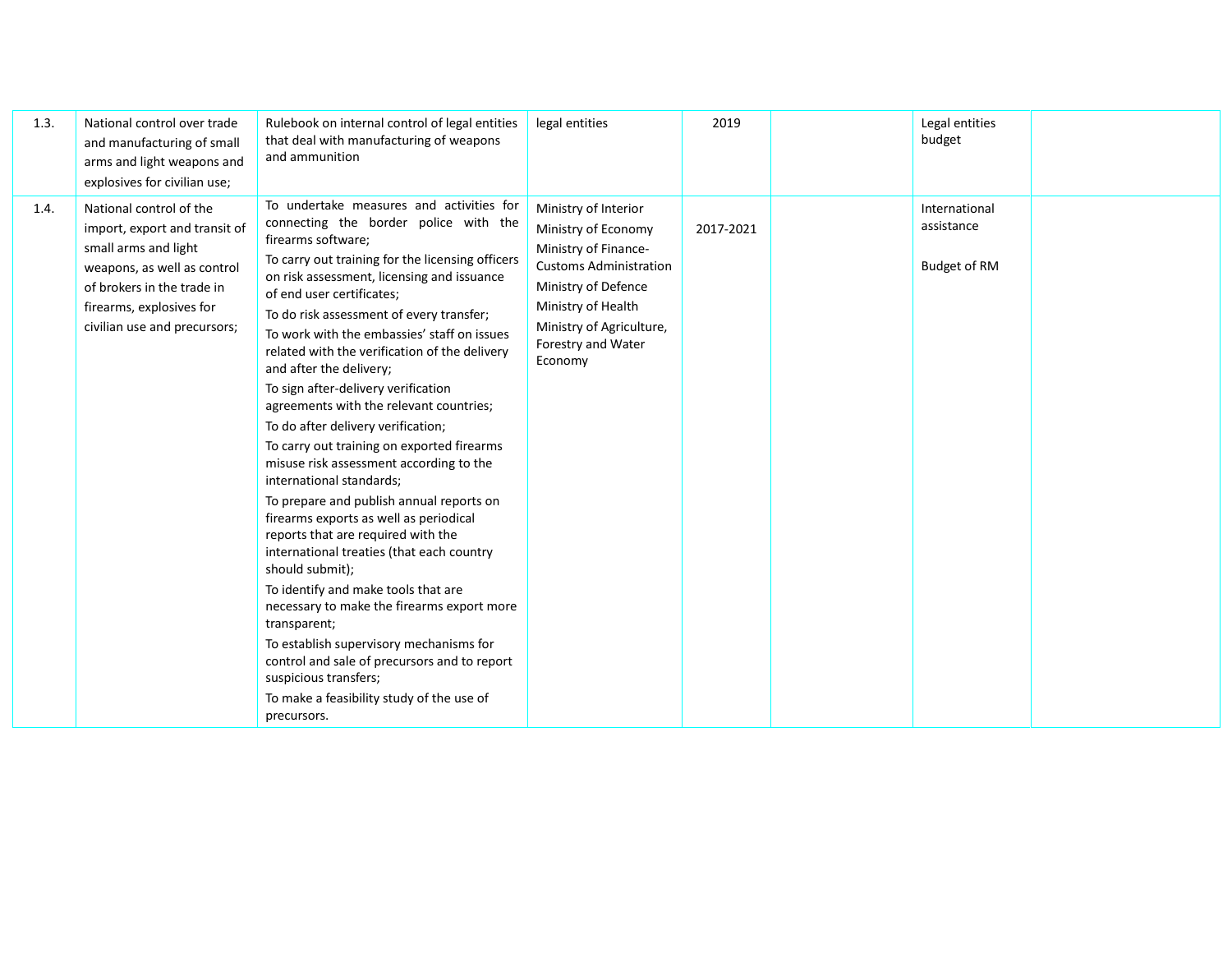| | | | | | | | |
|---|---|---|---|---|---|---|---|
| 1.3. | National control over trade and manufacturing of small arms and light weapons and explosives for civilian use; | Rulebook on internal control of legal entities that deal with manufacturing of weapons and ammunition | legal entities | 2019 | | Legal entities budget | |
| 1.4. | National control of the import, export and transit of small arms and light weapons, as well as control of brokers in the trade in firearms, explosives for civilian use and precursors; | To undertake measures and activities for connecting the border police with the firearms software;<br>To carry out training for the licensing officers on risk assessment, licensing and issuance of end user certificates;<br>To do risk assessment of every transfer;<br>To work with the embassies' staff on issues related with the verification of the delivery and after the delivery;<br>To sign after-delivery verification agreements with the relevant countries;<br>To do after delivery verification;<br>To carry out training on exported firearms misuse risk assessment according to the international standards;<br>To prepare and publish annual reports on firearms exports as well as periodical reports that are required with the international treaties (that each country should submit);<br>To identify and make tools that are necessary to make the firearms export more transparent;<br>To establish supervisory mechanisms for control and sale of precursors and to report suspicious transfers;<br>To make a feasibility study of the use of precursors. | Ministry of Interior<br>Ministry of Economy<br>Ministry of Finance-Customs Administration<br>Ministry of Defence<br>Ministry of Health<br>Ministry of Agriculture, Forestry and Water Economy | 2017-2021 | | International assistance<br><br>Budget of RM | |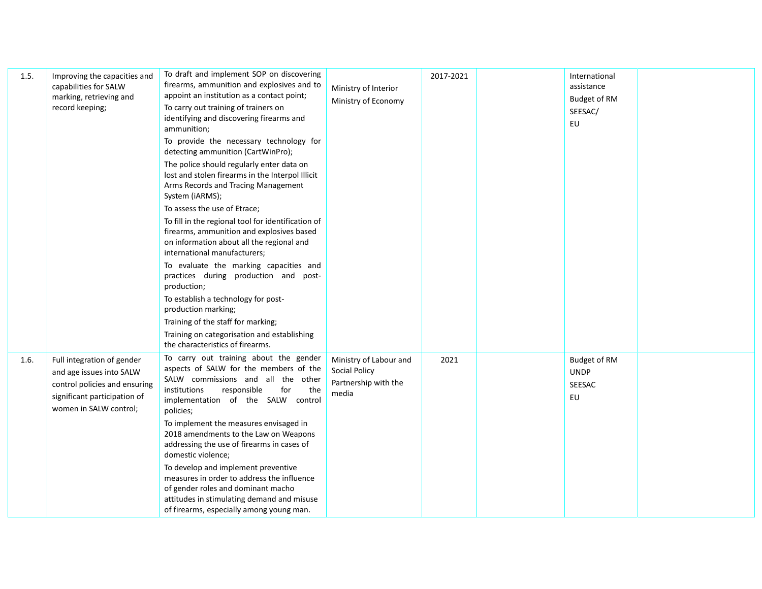| | | | | | | | |
|---|---|---|---|---|---|---|---|
| 1.5. | Improving the capacities and capabilities for SALW marking, retrieving and record keeping; | To draft and implement SOP on discovering firearms, ammunition and explosives and to appoint an institution as a contact point;<br>To carry out training of trainers on identifying and discovering firearms and ammunition;<br>To provide the necessary technology for detecting ammunition (CartWinPro);<br>The police should regularly enter data on lost and stolen firearms in the Interpol Illicit Arms Records and Tracing Management System (iARMS);<br>To assess the use of Etrace;<br>To fill in the regional tool for identification of firearms, ammunition and explosives based on information about all the regional and international manufacturers;<br>To evaluate the marking capacities and practices during production and post-production;<br>To establish a technology for post-production marking;<br>Training of the staff for marking;<br>Training on categorisation and establishing the characteristics of firearms. | Ministry of Interior<br>Ministry of Economy | 2017-2021 | | International assistance<br>Budget of RM<br>SEESAC/<br>EU | |
| 1.6. | Full integration of gender and age issues into SALW control policies and ensuring significant participation of women in SALW control; | To carry out training about the gender aspects of SALW for the members of the SALW commissions and all the other institutions responsible for the implementation of the SALW control policies;<br>To implement the measures envisaged in 2018 amendments to the Law on Weapons addressing the use of firearms in cases of domestic violence;<br>To develop and implement preventive measures in order to address the influence of gender roles and dominant macho attitudes in stimulating demand and misuse of firearms, especially among young man. | Ministry of Labour and Social Policy<br>Partnership with the media | 2021 | | Budget of RM<br>UNDP<br>SEESAC<br>EU | |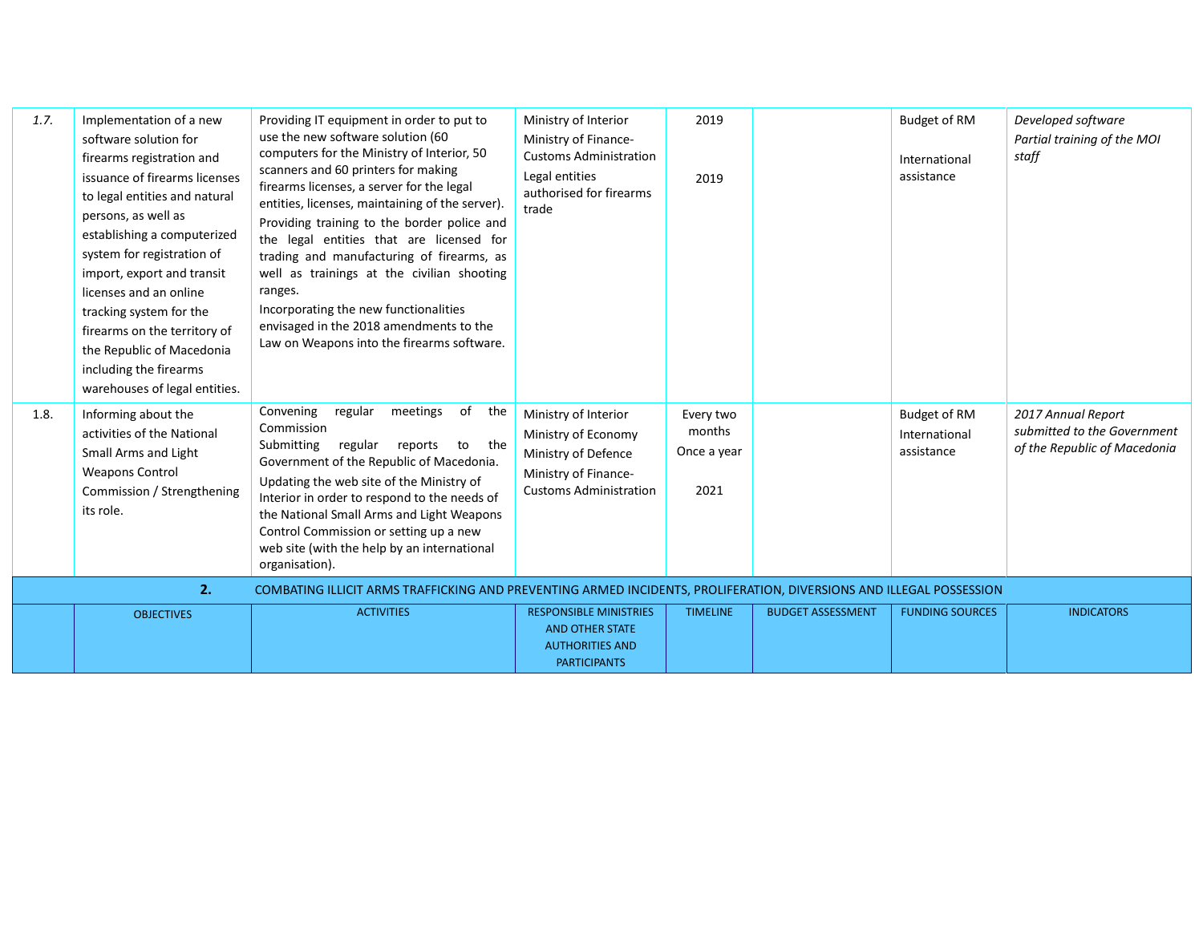| | | | | | | | |
|---|---|---|---|---|---|---|---|
| *1.7.* | Implementation of a new software solution for firearms registration and issuance of firearms licenses to legal entities and natural persons, as well as establishing a computerized system for registration of import, export and transit licenses and an online tracking system for the firearms on the territory of the Republic of Macedonia including the firearms warehouses of legal entities. | Providing IT equipment in order to put to use the new software solution (60 computers for the Ministry of Interior, 50 scanners and 60 printers for making firearms licenses, a server for the legal entities, licenses, maintaining of the server).<br>Providing training to the border police and the legal entities that are licensed for trading and manufacturing of firearms, as well as trainings at the civilian shooting ranges.<br>Incorporating the new functionalities envisaged in the 2018 amendments to the Law on Weapons into the firearms software. | Ministry of Interior<br>Ministry of Finance-Customs Administration<br>Legal entities authorised for firearms trade | 2019<br><br>2019 | | Budget of RM<br><br>International assistance | *Developed software*<br>*Partial training of the MOI staff* |
| 1.8. | Informing about the activities of the National Small Arms and Light Weapons Control Commission / Strengthening its role. | Convening regular meetings of the Commission<br>Submitting regular reports to the Government of the Republic of Macedonia.<br>Updating the web site of the Ministry of Interior in order to respond to the needs of the National Small Arms and Light Weapons Control Commission or setting up a new web site (with the help by an international organisation). | Ministry of Interior<br>Ministry of Economy<br>Ministry of Defence<br>Ministry of Finance-Customs Administration | Every two months<br>Once a year<br><br>2021 | | Budget of RM<br>International assistance | *2017 Annual Report submitted to the Government of the Republic of Macedonia* |
| **2.** | COMBATING ILLICIT ARMS TRAFFICKING AND PREVENTING ARMED INCIDENTS, PROLIFERATION, DIVERSIONS AND ILLEGAL POSSESSION | | | | | | |
| | OBJECTIVES | ACTIVITIES | RESPONSIBLE MINISTRIES AND OTHER STATE AUTHORITIES AND PARTICIPANTS | TIMELINE | BUDGET ASSESSMENT | FUNDING SOURCES | INDICATORS |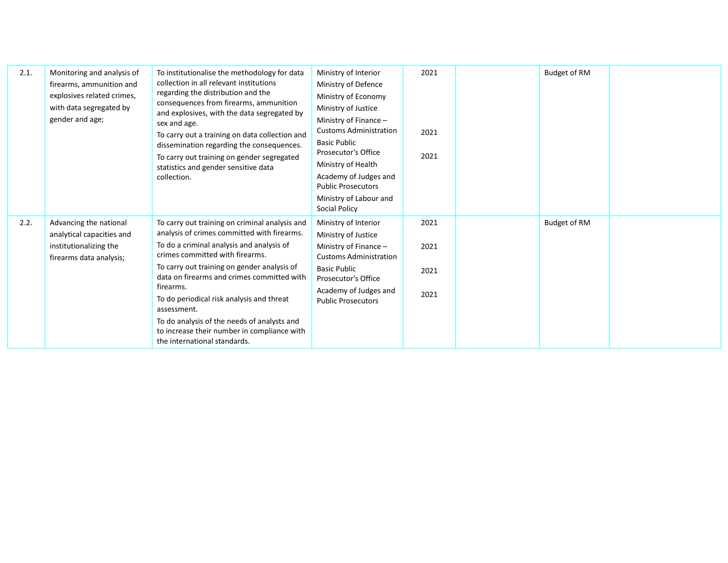| | | | | | | | |
|---|---|---|---|---|---|---|---|
| 2.1. | Monitoring and analysis of firearms, ammunition and explosives related crimes, with data segregated by gender and age; | To institutionalise the methodology for data collection in all relevant institutions regarding the distribution and the consequences from firearms, ammunition and explosives, with the data segregated by sex and age.<br>To carry out a training on data collection and dissemination regarding the consequences.<br>To carry out training on gender segregated statistics and gender sensitive data collection. | Ministry of Interior<br>Ministry of Defence<br>Ministry of Economy<br>Ministry of Justice<br>Ministry of Finance – Customs Administration<br>Basic Public Prosecutor's Office<br>Ministry of Health<br>Academy of Judges and Public Prosecutors<br>Ministry of Labour and Social Policy | 2021<br><br>2021<br><br>2021 | | Budget of RM | |
| 2.2. | Advancing the national analytical capacities and institutionalizing the firearms data analysis; | To carry out training on criminal analysis and analysis of crimes committed with firearms.<br>To do a criminal analysis and analysis of crimes committed with firearms.<br>To carry out training on gender analysis of data on firearms and crimes committed with firearms.<br>To do periodical risk analysis and threat assessment.<br>To do analysis of the needs of analysts and to increase their number in compliance with the international standards. | Ministry of Interior<br>Ministry of Justice<br>Ministry of Finance – Customs Administration<br>Basic Public Prosecutor's Office<br>Academy of Judges and Public Prosecutors | 2021<br><br>2021<br><br>2021<br><br>2021 | | Budget of RM | |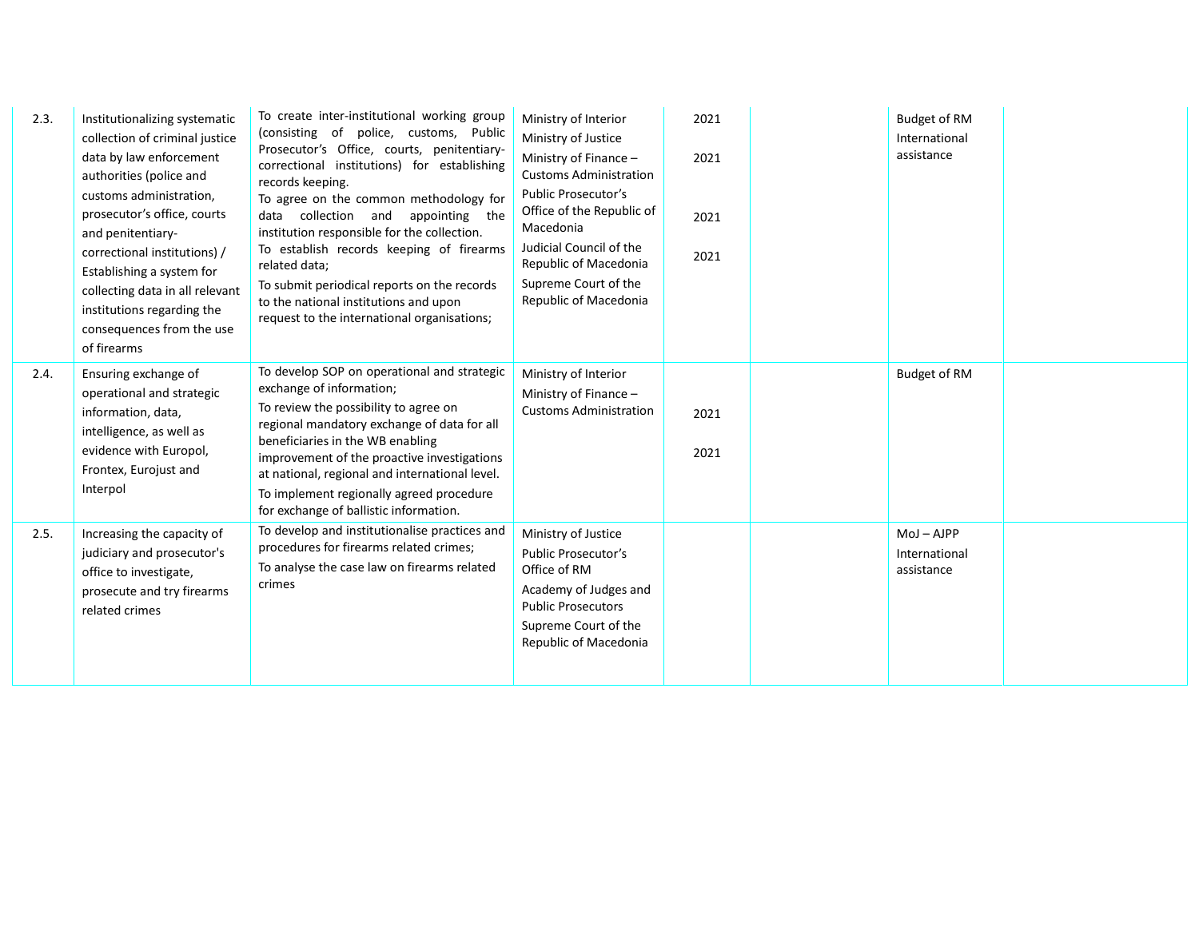| | | | | | | | |
|---|---|---|---|---|---|---|---|
| 2.3. | Institutionalizing systematic collection of criminal justice data by law enforcement authorities (police and customs administration, prosecutor's office, courts and penitentiary-correctional institutions) / Establishing a system for collecting data in all relevant institutions regarding the consequences from the use of firearms | To create inter-institutional working group (consisting of police, customs, Public Prosecutor's Office, courts, penitentiary-correctional institutions) for establishing records keeping.<br>To agree on the common methodology for data collection and appointing the institution responsible for the collection.<br>To establish records keeping of firearms related data;<br>To submit periodical reports on the records to the national institutions and upon request to the international organisations; | Ministry of Interior<br>Ministry of Justice<br>Ministry of Finance – Customs Administration<br>Public Prosecutor's Office of the Republic of Macedonia<br>Judicial Council of the Republic of Macedonia<br>Supreme Court of the Republic of Macedonia | 2021<br>2021<br>2021<br>2021 | | Budget of RM<br>International assistance | |
| 2.4. | Ensuring exchange of operational and strategic information, data, intelligence, as well as evidence with Europol, Frontex, Eurojust and Interpol | To develop SOP on operational and strategic exchange of information;<br>To review the possibility to agree on regional mandatory exchange of data for all beneficiaries in the WB enabling improvement of the proactive investigations at national, regional and international level.<br>To implement regionally agreed procedure for exchange of ballistic information. | Ministry of Interior<br>Ministry of Finance – Customs Administration | 2021<br>2021 | | Budget of RM | |
| 2.5. | Increasing the capacity of judiciary and prosecutor's office to investigate, prosecute and try firearms related crimes | To develop and institutionalise practices and procedures for firearms related crimes;<br>To analyse the case law on firearms related crimes | Ministry of Justice<br>Public Prosecutor's Office of RM<br>Academy of Judges and Public Prosecutors<br>Supreme Court of the Republic of Macedonia | | | MoJ – AJPP<br>International assistance | |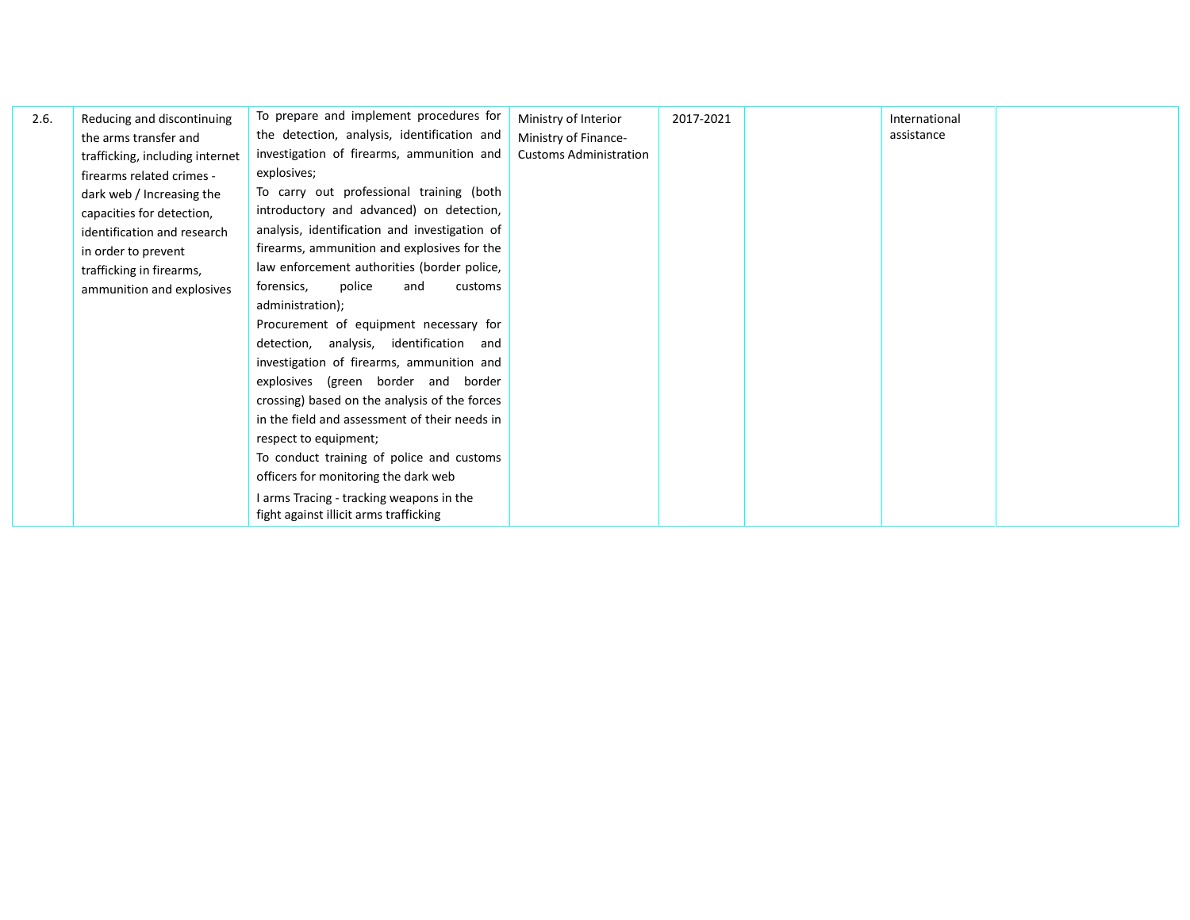| | | | | | | | |
|---|---|---|---|---|---|---|---|
| 2.6. | Reducing and discontinuing the arms transfer and trafficking, including internet firearms related crimes - dark web / Increasing the capacities for detection, identification and research in order to prevent trafficking in firearms, ammunition and explosives | To prepare and implement procedures for the detection, analysis, identification and investigation of firearms, ammunition and explosives;<br>To carry out professional training (both introductory and advanced) on detection, analysis, identification and investigation of firearms, ammunition and explosives for the law enforcement authorities (border police, forensics, police and customs administration);<br>Procurement of equipment necessary for detection, analysis, identification and investigation of firearms, ammunition and explosives (green border and border crossing) based on the analysis of the forces in the field and assessment of their needs in respect to equipment;<br>To conduct training of police and customs officers for monitoring the dark web<br>I arms Tracing - tracking weapons in the fight against illicit arms trafficking | Ministry of Interior<br>Ministry of Finance-Customs Administration | 2017-2021 | | International assistance | |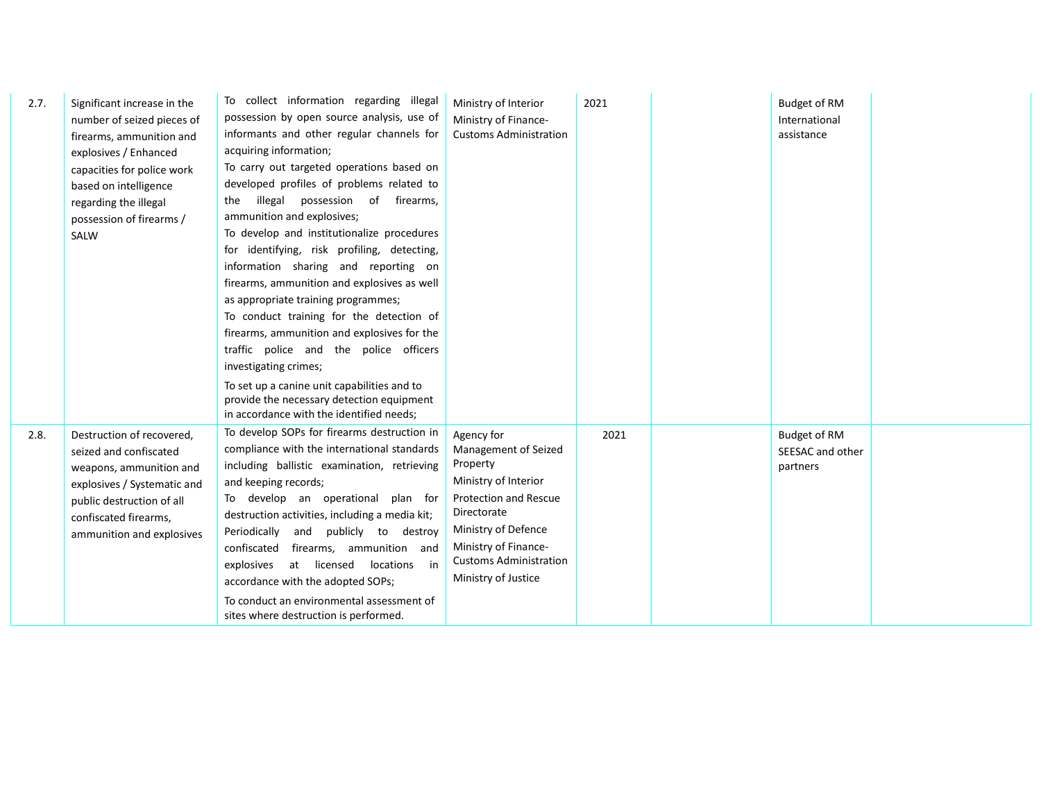| | | | | | | | |
|---|---|---|---|---|---|---|---|
| 2.7. | Significant increase in the number of seized pieces of firearms, ammunition and explosives / Enhanced capacities for police work based on intelligence regarding the illegal possession of firearms / SALW | To collect information regarding illegal possession by open source analysis, use of informants and other regular channels for acquiring information;<br>To carry out targeted operations based on developed profiles of problems related to the illegal possession of firearms, ammunition and explosives;<br>To develop and institutionalize procedures for identifying, risk profiling, detecting, information sharing and reporting on firearms, ammunition and explosives as well as appropriate training programmes;<br>To conduct training for the detection of firearms, ammunition and explosives for the traffic police and the police officers investigating crimes;<br>To set up a canine unit capabilities and to provide the necessary detection equipment in accordance with the identified needs; | Ministry of Interior<br>Ministry of Finance-Customs Administration | 2021 | | Budget of RM<br>International assistance | |
| 2.8. | Destruction of recovered, seized and confiscated weapons, ammunition and explosives / Systematic and public destruction of all confiscated firearms, ammunition and explosives | To develop SOPs for firearms destruction in compliance with the international standards including ballistic examination, retrieving and keeping records;<br>To develop an operational plan for destruction activities, including a media kit;<br>Periodically and publicly to destroy confiscated firearms, ammunition and explosives at licensed locations in accordance with the adopted SOPs;<br>To conduct an environmental assessment of sites where destruction is performed. | Agency for Management of Seized Property<br>Ministry of Interior<br>Protection and Rescue Directorate<br>Ministry of Defence<br>Ministry of Finance-Customs Administration<br>Ministry of Justice | 2021 | | Budget of RM<br>SEESAC and other partners | |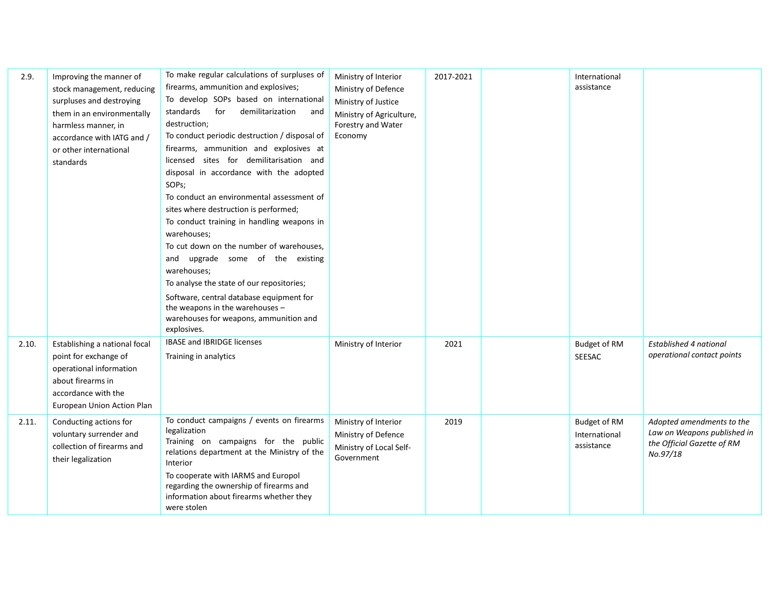| | | | | | | | |
|---|---|---|---|---|---|---|---|
| 2.9. | Improving the manner of stock management, reducing surpluses and destroying them in an environmentally harmless manner, in accordance with IATG and / or other international standards | To make regular calculations of surpluses of firearms, ammunition and explosives;<br>To develop SOPs based on international standards for demilitarization and destruction;<br>To conduct periodic destruction / disposal of firearms, ammunition and explosives at licensed sites for demilitarisation and disposal in accordance with the adopted SOPs;<br>To conduct an environmental assessment of sites where destruction is performed;<br>To conduct training in handling weapons in warehouses;<br>To cut down on the number of warehouses, and upgrade some of the existing warehouses;<br>To analyse the state of our repositories;<br>Software, central database equipment for the weapons in the warehouses – warehouses for weapons, ammunition and explosives. | Ministry of Interior<br>Ministry of Defence<br>Ministry of Justice<br>Ministry of Agriculture, Forestry and Water Economy | 2017-2021 | | International assistance | |
| 2.10. | Establishing a national focal point for exchange of operational information about firearms in accordance with the European Union Action Plan | IBASE and IBRIDGE licenses<br>Training in analytics | Ministry of Interior | 2021 | | Budget of RM<br>SEESAC | *Established 4 national operational contact points* |
| 2.11. | Conducting actions for voluntary surrender and collection of firearms and their legalization | To conduct campaigns / events on firearms legalization<br>Training on campaigns for the public relations department at the Ministry of the Interior<br>To cooperate with IARMS and Europol regarding the ownership of firearms and information about firearms whether they were stolen | Ministry of Interior<br>Ministry of Defence<br>Ministry of Local Self-Government | 2019 | | Budget of RM<br>International assistance | *Adopted amendments to the Law on Weapons published in the Official Gazette of RM No.97/18* |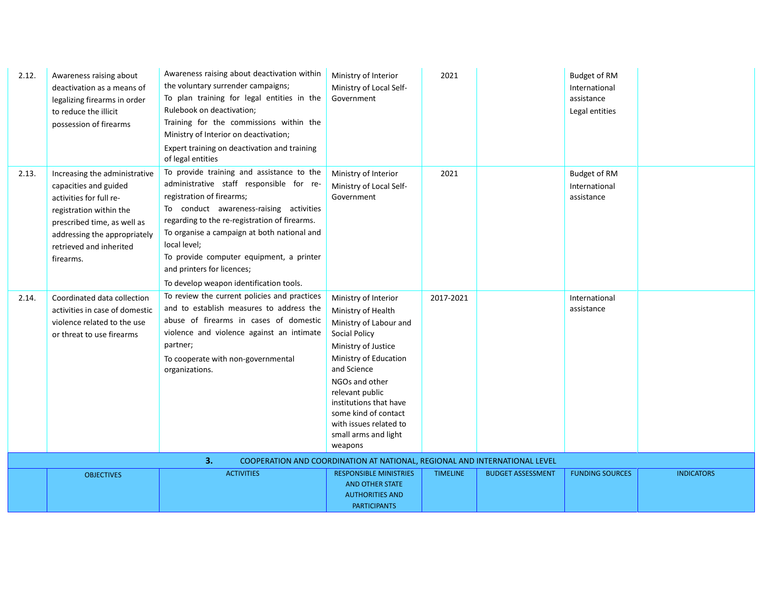| | | | | | | | |
|---|---|---|---|---|---|---|---|
| 2.12. | Awareness raising about deactivation as a means of legalizing firearms in order to reduce the illicit possession of firearms | Awareness raising about deactivation within the voluntary surrender campaigns;<br>To plan training for legal entities in the Rulebook on deactivation;<br>Training for the commissions within the Ministry of Interior on deactivation;<br>Expert training on deactivation and training of legal entities | Ministry of Interior<br>Ministry of Local Self-Government | 2021 | | Budget of RM<br>International assistance<br>Legal entities | |
| 2.13. | Increasing the administrative capacities and guided activities for full re-registration within the prescribed time, as well as addressing the appropriately retrieved and inherited firearms. | To provide training and assistance to the administrative staff responsible for re-registration of firearms;<br>To conduct awareness-raising activities regarding to the re-registration of firearms.<br>To organise a campaign at both national and local level;<br>To provide computer equipment, a printer and printers for licences;<br>To develop weapon identification tools. | Ministry of Interior<br>Ministry of Local Self-Government | 2021 | | Budget of RM<br>International assistance | |
| 2.14. | Coordinated data collection activities in case of domestic violence related to the use or threat to use firearms | To review the current policies and practices and to establish measures to address the abuse of firearms in cases of domestic violence and violence against an intimate partner;<br>To cooperate with non-governmental organizations. | Ministry of Interior<br>Ministry of Health<br>Ministry of Labour and Social Policy<br>Ministry of Justice<br>Ministry of Education and Science<br>NGOs and other relevant public institutions that have some kind of contact with issues related to small arms and light weapons | 2017-2021 | | International assistance | |
| **3.** | **COOPERATION AND COORDINATION AT NATIONAL, REGIONAL AND INTERNATIONAL LEVEL** | | | | | | |
| | OBJECTIVES | ACTIVITIES | RESPONSIBLE MINISTRIES AND OTHER STATE AUTHORITIES AND PARTICIPANTS | TIMELINE | BUDGET ASSESSMENT | FUNDING SOURCES | INDICATORS |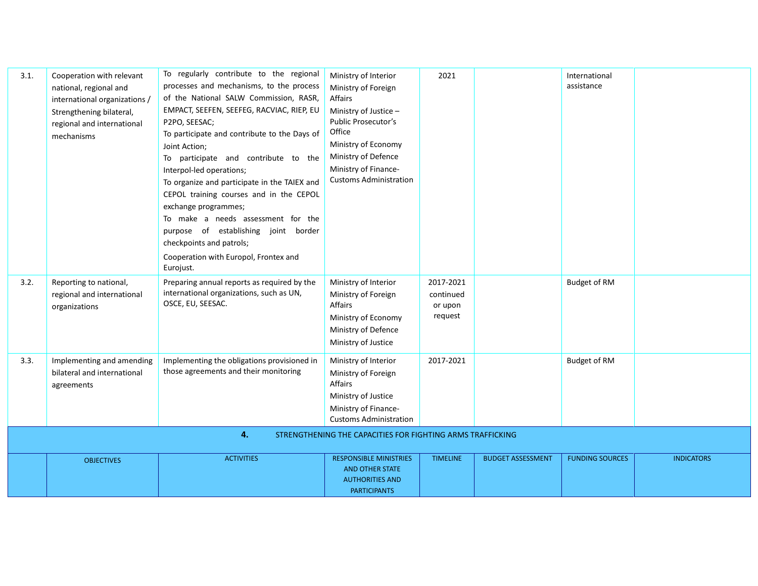| | | | | | | | |
|---|---|---|---|---|---|---|---|
| 3.1. | Cooperation with relevant national, regional and international organizations / Strengthening bilateral, regional and international mechanisms | To regularly contribute to the regional processes and mechanisms, to the process of the National SALW Commission, RASR, EMPACT, SEEFEN, SEEFEG, RACVIAC, RIEP, EU P2PO, SEESAC;<br>To participate and contribute to the Days of Joint Action;<br>To participate and contribute to the Interpol-led operations;<br>To organize and participate in the TAIEX and CEPOL training courses and in the CEPOL exchange programmes;<br>To make a needs assessment for the purpose of establishing joint border checkpoints and patrols;<br>Cooperation with Europol, Frontex and Eurojust. | Ministry of Interior<br>Ministry of Foreign Affairs<br>Ministry of Justice – Public Prosecutor's Office<br>Ministry of Economy<br>Ministry of Defence<br>Ministry of Finance-Customs Administration | 2021 | | International assistance | |
| 3.2. | Reporting to national, regional and international organizations | Preparing annual reports as required by the international organizations, such as UN, OSCE, EU, SEESAC. | Ministry of Interior<br>Ministry of Foreign Affairs<br>Ministry of Economy<br>Ministry of Defence<br>Ministry of Justice | 2017-2021 continued or upon request | | Budget of RM | |
| 3.3. | Implementing and amending bilateral and international agreements | Implementing the obligations provisioned in those agreements and their monitoring | Ministry of Interior<br>Ministry of Foreign Affairs<br>Ministry of Justice<br>Ministry of Finance-Customs Administration | 2017-2021 | | Budget of RM | |

## 4. STRENGTHENING THE CAPACITIES FOR FIGHTING ARMS TRAFFICKING

| | OBJECTIVES | ACTIVITIES | RESPONSIBLE MINISTRIES AND OTHER STATE AUTHORITIES AND PARTICIPANTS | TIMELINE | BUDGET ASSESSMENT | FUNDING SOURCES | INDICATORS |
|---|---|---|---|---|---|---|---|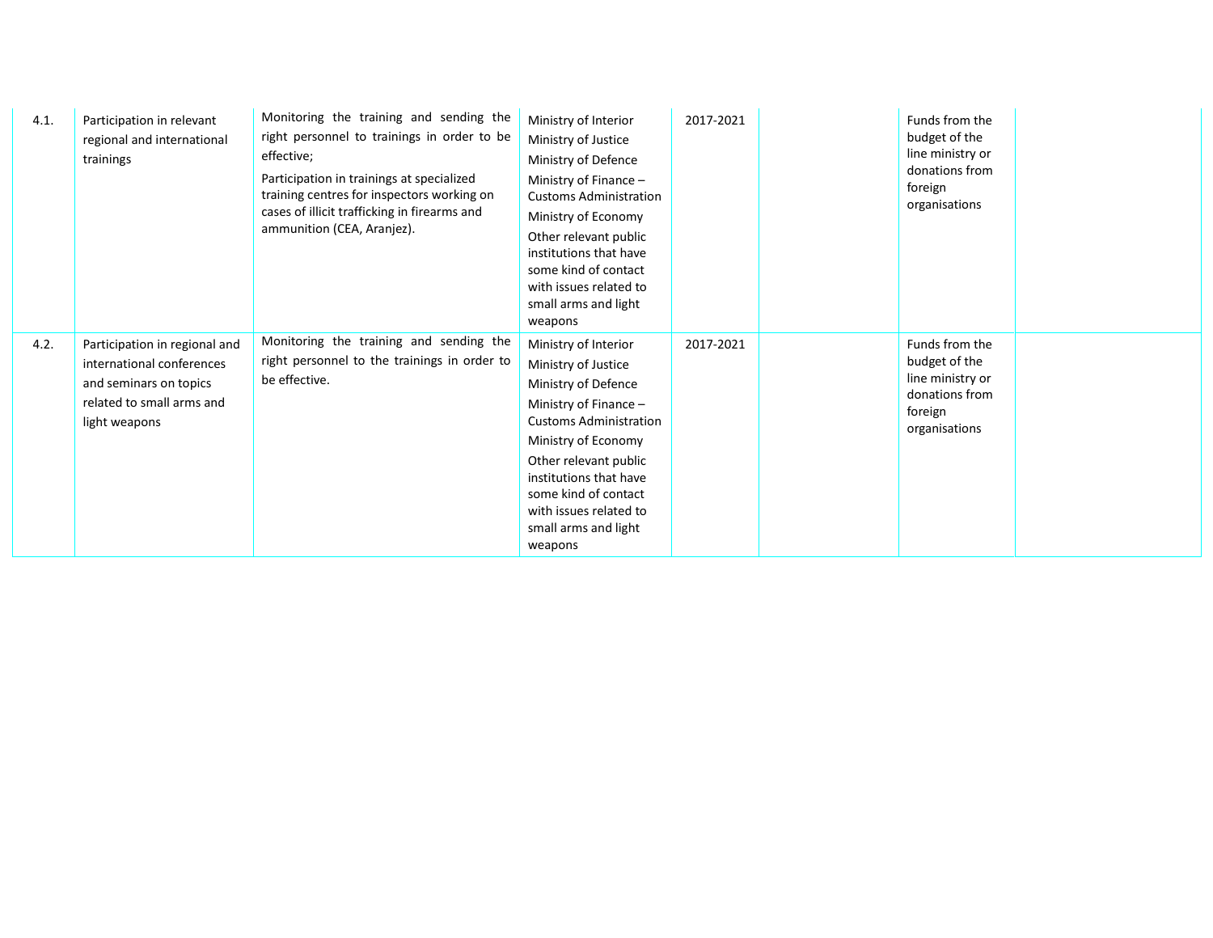| | | | | | | | |
|---|---|---|---|---|---|---|---|
| 4.1. | Participation in relevant regional and international trainings | Monitoring the training and sending the right personnel to trainings in order to be effective;<br>Participation in trainings at specialized training centres for inspectors working on cases of illicit trafficking in firearms and ammunition (CEA, Aranjez). | Ministry of Interior<br>Ministry of Justice<br>Ministry of Defence<br>Ministry of Finance – Customs Administration<br>Ministry of Economy<br>Other relevant public institutions that have some kind of contact with issues related to small arms and light weapons | 2017-2021 | | Funds from the budget of the line ministry or donations from foreign organisations | |
| 4.2. | Participation in regional and international conferences and seminars on topics related to small arms and light weapons | Monitoring the training and sending the right personnel to the trainings in order to be effective. | Ministry of Interior<br>Ministry of Justice<br>Ministry of Defence<br>Ministry of Finance – Customs Administration<br>Ministry of Economy<br>Other relevant public institutions that have some kind of contact with issues related to small arms and light weapons | 2017-2021 | | Funds from the budget of the line ministry or donations from foreign organisations | |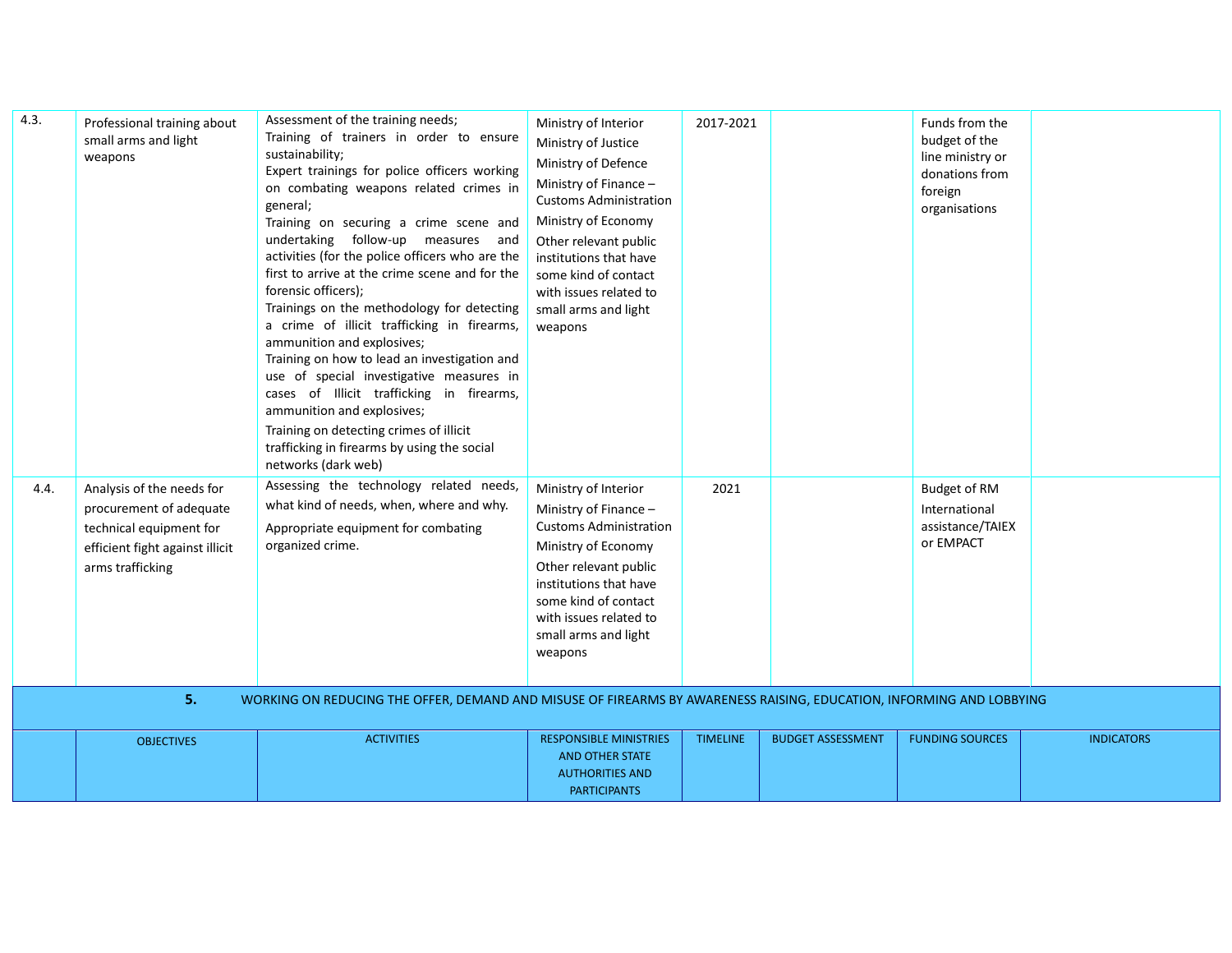| | | | | | | | |
|---|---|---|---|---|---|---|---|
| 4.3. | Professional training about small arms and light weapons | Assessment of the training needs;<br>Training of trainers in order to ensure sustainability;<br>Expert trainings for police officers working on combating weapons related crimes in general;<br>Training on securing a crime scene and undertaking follow-up measures and activities (for the police officers who are the first to arrive at the crime scene and for the forensic officers);<br>Trainings on the methodology for detecting a crime of illicit trafficking in firearms, ammunition and explosives;<br>Training on how to lead an investigation and use of special investigative measures in cases of Illicit trafficking in firearms, ammunition and explosives;<br>Training on detecting crimes of illicit trafficking in firearms by using the social networks (dark web) | Ministry of Interior<br>Ministry of Justice<br>Ministry of Defence<br>Ministry of Finance – Customs Administration<br>Ministry of Economy<br>Other relevant public institutions that have some kind of contact with issues related to small arms and light weapons | 2017-2021 | | Funds from the budget of the line ministry or donations from foreign organisations | |
| 4.4. | Analysis of the needs for procurement of adequate technical equipment for efficient fight against illicit arms trafficking | Assessing the technology related needs, what kind of needs, when, where and why.<br>Appropriate equipment for combating organized crime. | Ministry of Interior<br>Ministry of Finance – Customs Administration<br>Ministry of Economy<br>Other relevant public institutions that have some kind of contact with issues related to small arms and light weapons | 2021 | | Budget of RM<br>International assistance/TAIEX or EMPACT | |
| **5.** | **WORKING ON REDUCING THE OFFER, DEMAND AND MISUSE OF FIREARMS BY AWARENESS RAISING, EDUCATION, INFORMING AND LOBBYING** | | | | | | |
| | OBJECTIVES | ACTIVITIES | RESPONSIBLE MINISTRIES AND OTHER STATE AUTHORITIES AND PARTICIPANTS | TIMELINE | BUDGET ASSESSMENT | FUNDING SOURCES | INDICATORS |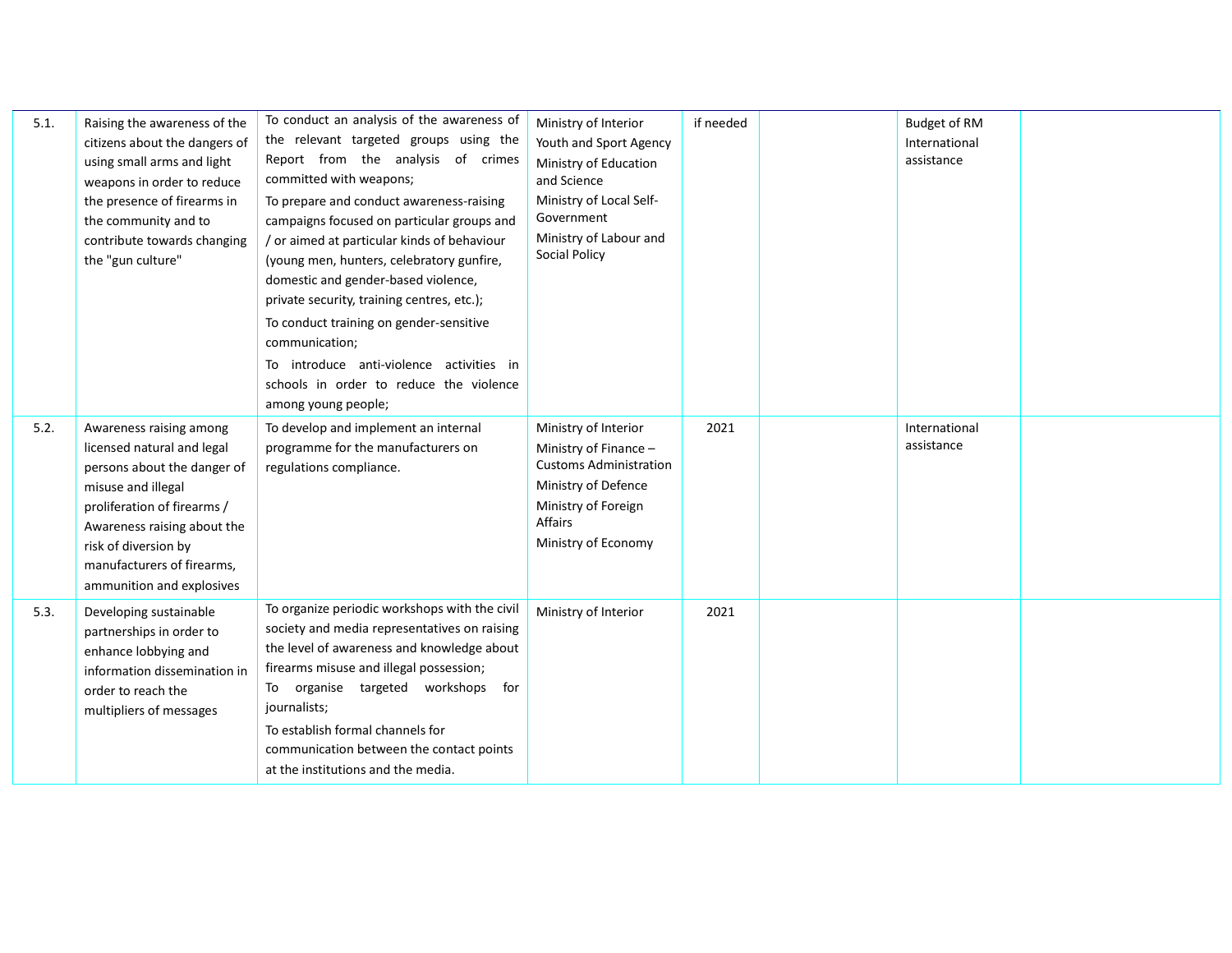| | | | | | | | |
|---|---|---|---|---|---|---|---|
| 5.1. | Raising the awareness of the citizens about the dangers of using small arms and light weapons in order to reduce the presence of firearms in the community and to contribute towards changing the "gun culture" | To conduct an analysis of the awareness of the relevant targeted groups using the Report from the analysis of crimes committed with weapons;<br>To prepare and conduct awareness-raising campaigns focused on particular groups and / or aimed at particular kinds of behaviour (young men, hunters, celebratory gunfire, domestic and gender-based violence, private security, training centres, etc.);<br>To conduct training on gender-sensitive communication;<br>To introduce anti-violence activities in schools in order to reduce the violence among young people; | Ministry of Interior<br>Youth and Sport Agency<br>Ministry of Education and Science<br>Ministry of Local Self-Government<br>Ministry of Labour and Social Policy | if needed | | Budget of RM<br>International assistance | |
| 5.2. | Awareness raising among licensed natural and legal persons about the danger of misuse and illegal proliferation of firearms / Awareness raising about the risk of diversion by manufacturers of firearms, ammunition and explosives | To develop and implement an internal programme for the manufacturers on regulations compliance. | Ministry of Interior<br>Ministry of Finance – Customs Administration<br>Ministry of Defence<br>Ministry of Foreign Affairs<br>Ministry of Economy | 2021 | | International assistance | |
| 5.3. | Developing sustainable partnerships in order to enhance lobbying and information dissemination in order to reach the multipliers of messages | To organize periodic workshops with the civil society and media representatives on raising the level of awareness and knowledge about firearms misuse and illegal possession;<br>To organise targeted workshops for journalists;<br>To establish formal channels for communication between the contact points at the institutions and the media. | Ministry of Interior | 2021 | | | |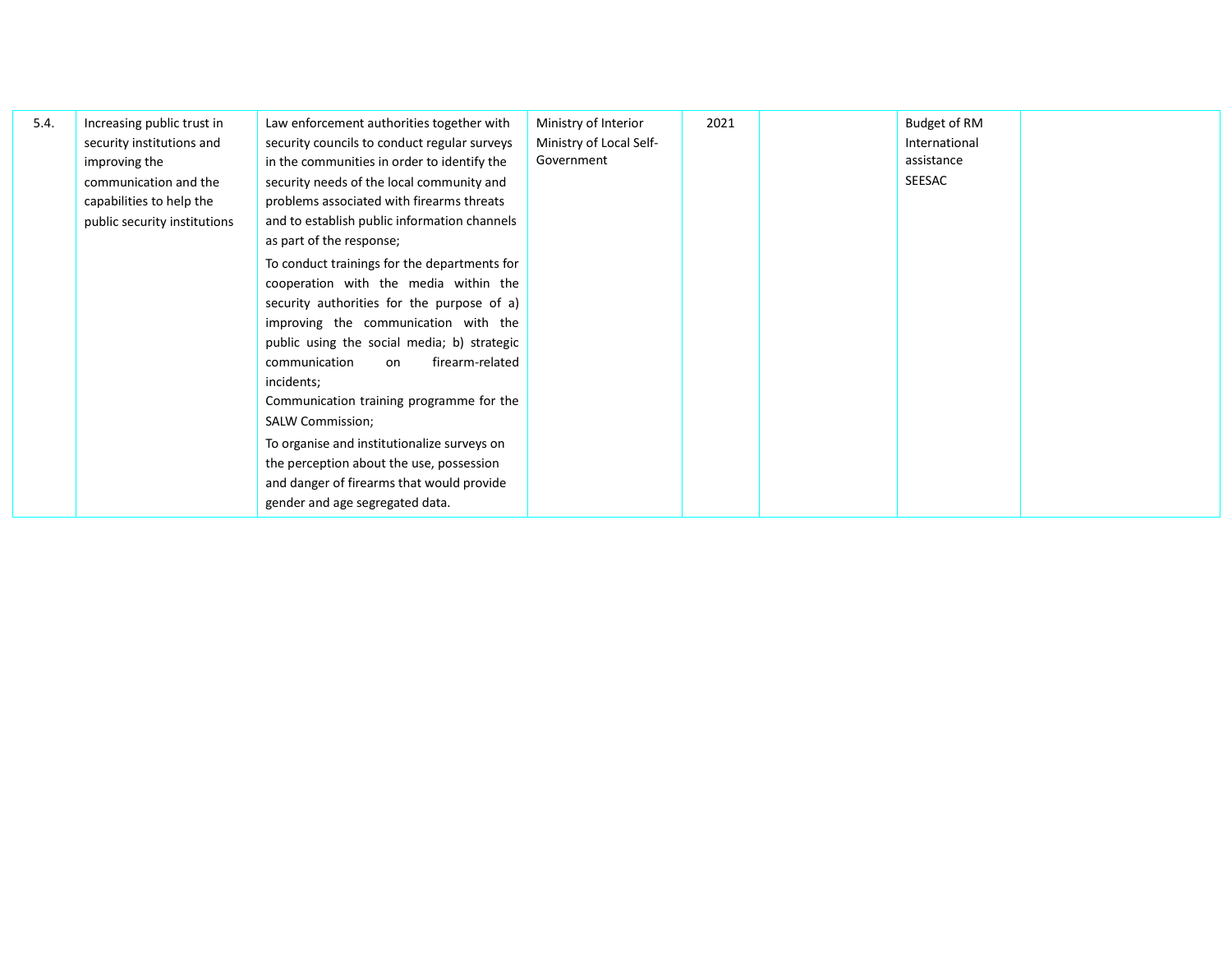| | | | | | | | |
|---|---|---|---|---|---|---|---|
| 5.4. | Increasing public trust in security institutions and improving the communication and the capabilities to help the public security institutions | Law enforcement authorities together with security councils to conduct regular surveys in the communities in order to identify the security needs of the local community and problems associated with firearms threats and to establish public information channels as part of the response;<br>To conduct trainings for the departments for cooperation with the media within the security authorities for the purpose of a) improving the communication with the public using the social media; b) strategic communication on firearm-related incidents;<br>Communication training programme for the SALW Commission;<br>To organise and institutionalize surveys on the perception about the use, possession and danger of firearms that would provide gender and age segregated data. | Ministry of Interior<br>Ministry of Local Self-Government | 2021 | | Budget of RM<br>International assistance<br>SEESAC | |